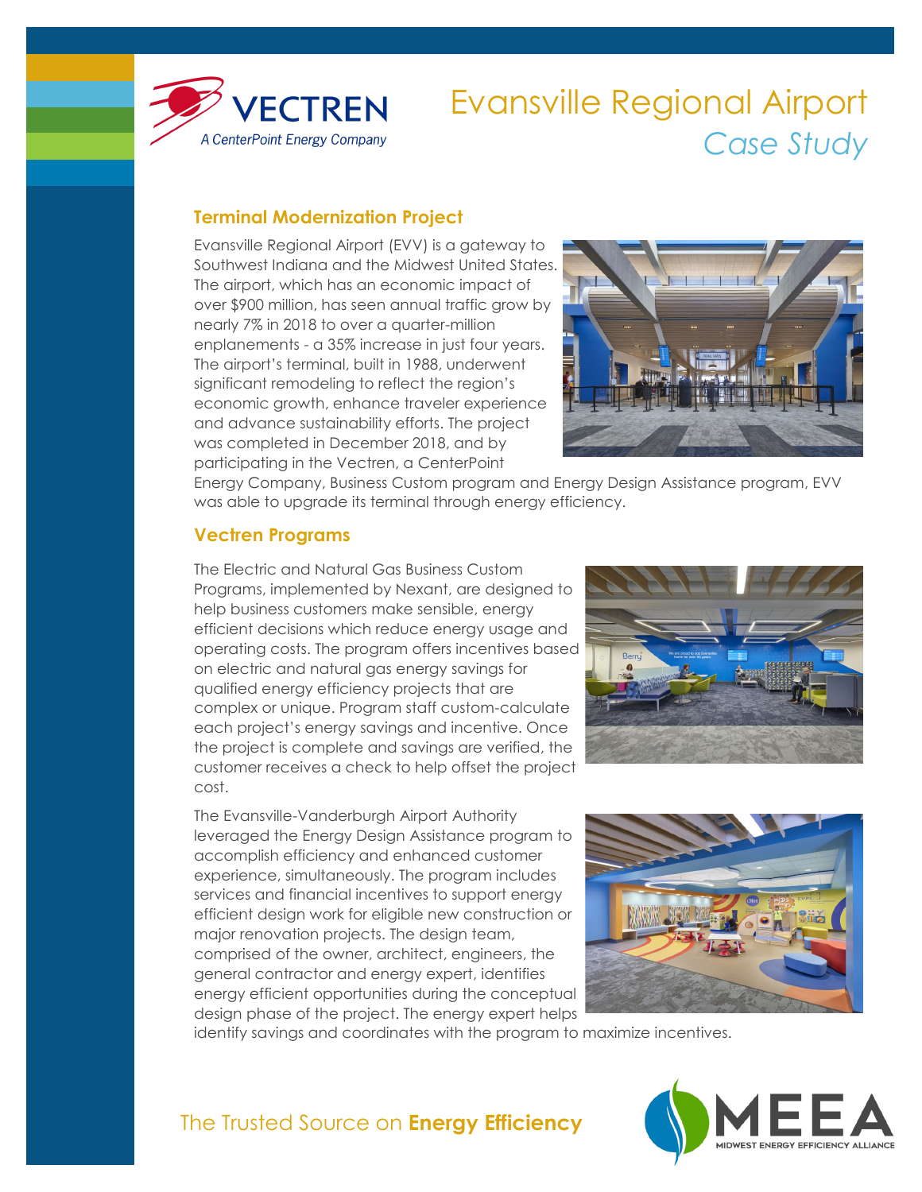# Evansville Regional Airport

*Case Study*

## Terminal Modernization Project

Evansville Regional Airport (EVV) is a gateway to Southwest Indiana and the Midwest United States. The airport, which has an economic impact of over $900 million, has seen annual traffic grow by nearly 7% in 2018 to over a quarter-million enplanements - a 35% increase in just four years. The airport's terminal, built in 1988, underwent significant remodeling to reflect the region's economic growth, enhance traveler experience and advance sustainability efforts. The project was completed in December 2018, and by participating in the Vectren, a CenterPoint Energy Company, Business Custom program and Energy Design Assistance program, EVV was able to upgrade its terminal through energy efficiency.

## Vectren Programs

The Electric and Natural Gas Business Custom Programs, implemented by Nexant, are designed to help business customers make sensible, energy efficient decisions which reduce energy usage and operating costs. The program offers incentives based on electric and natural gas energy savings for qualified energy efficiency projects that are complex or unique. Program staff custom-calculate each project's energy savings and incentive. Once the project is complete and savings are verified, the customer receives a check to help offset the project cost.

The Evansville-Vanderburgh Airport Authority leveraged the Energy Design Assistance program to accomplish efficiency and enhanced customer experience, simultaneously. The program includes services and financial incentives to support energy efficient design work for eligible new construction or major renovation projects. The design team, comprised of the owner, architect, engineers, the general contractor and energy expert, identifies energy efficient opportunities during the conceptual design phase of the project. The energy expert helps identify savings and coordinates with the program to maximize incentives.

The Trusted Source on **Energy Efficiency**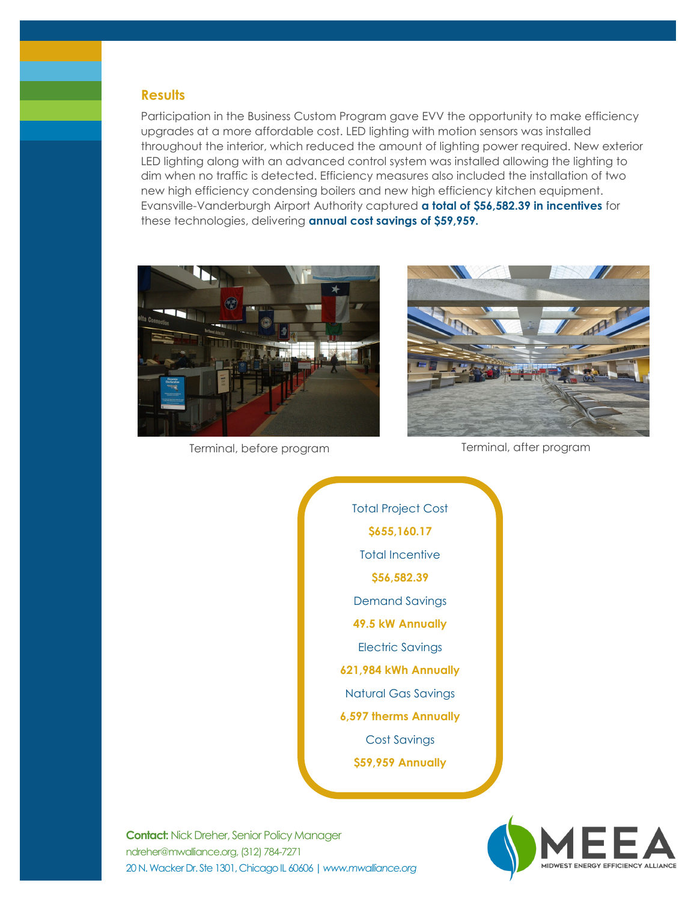## Results

Participation in the Business Custom Program gave EVV the opportunity to make efficiency upgrades at a more affordable cost. LED lighting with motion sensors was installed throughout the interior, which reduced the amount of lighting power required. New exterior LED lighting along with an advanced control system was installed allowing the lighting to dim when no traffic is detected. Efficiency measures also included the installation of two new high efficiency condensing boilers and new high efficiency kitchen equipment. Evansville-Vanderburgh Airport Authority captured **a total of $56,582.39 in incentives** for these technologies, delivering **annual cost savings of $59,959.**

Terminal, before program

Terminal, after program

Total Project Cost

**$655,160.17**

Total Incentive

**$56,582.39**

Demand Savings

**49.5 kW Annually**

Electric Savings

**621,984 kWh Annually**

Natural Gas Savings

**6,597 therms Annually**

Cost Savings

**$59,959 Annually**

**Contact:** Nick Dreher, Senior Policy Manager
ndreher@mwalliance.org, (312) 784-7271
20 N. Wacker Dr. Ste 1301, Chicago IL 60606 | *www.mwalliance.org*

MEEA
MIDWEST ENERGY EFFICIENCY ALLIANCE